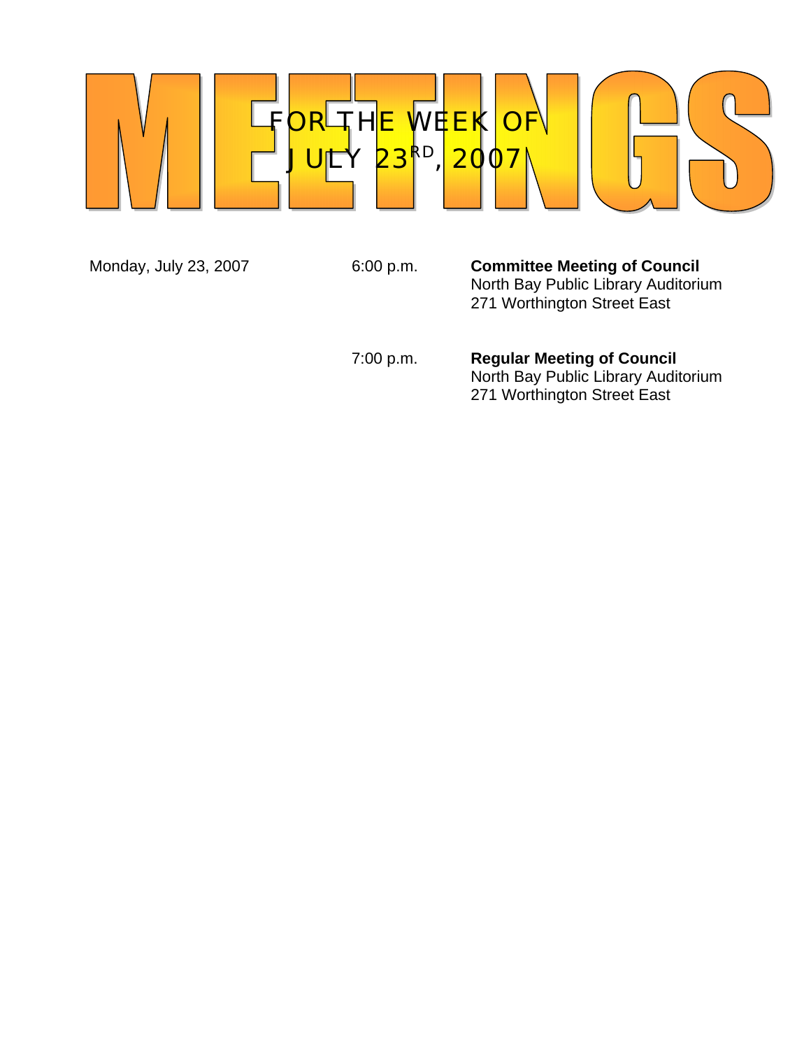# MEETINGS

## FOR THE WEEK OF JULY 23RD, 2007

| | | |
|---|---|---|
| Monday, July 23, 2007 | 6:00 p.m. | **Committee Meeting of Council**<br>North Bay Public Library Auditorium<br>271 Worthington Street East |
| | 7:00 p.m. | **Regular Meeting of Council**<br>North Bay Public Library Auditorium<br>271 Worthington Street East |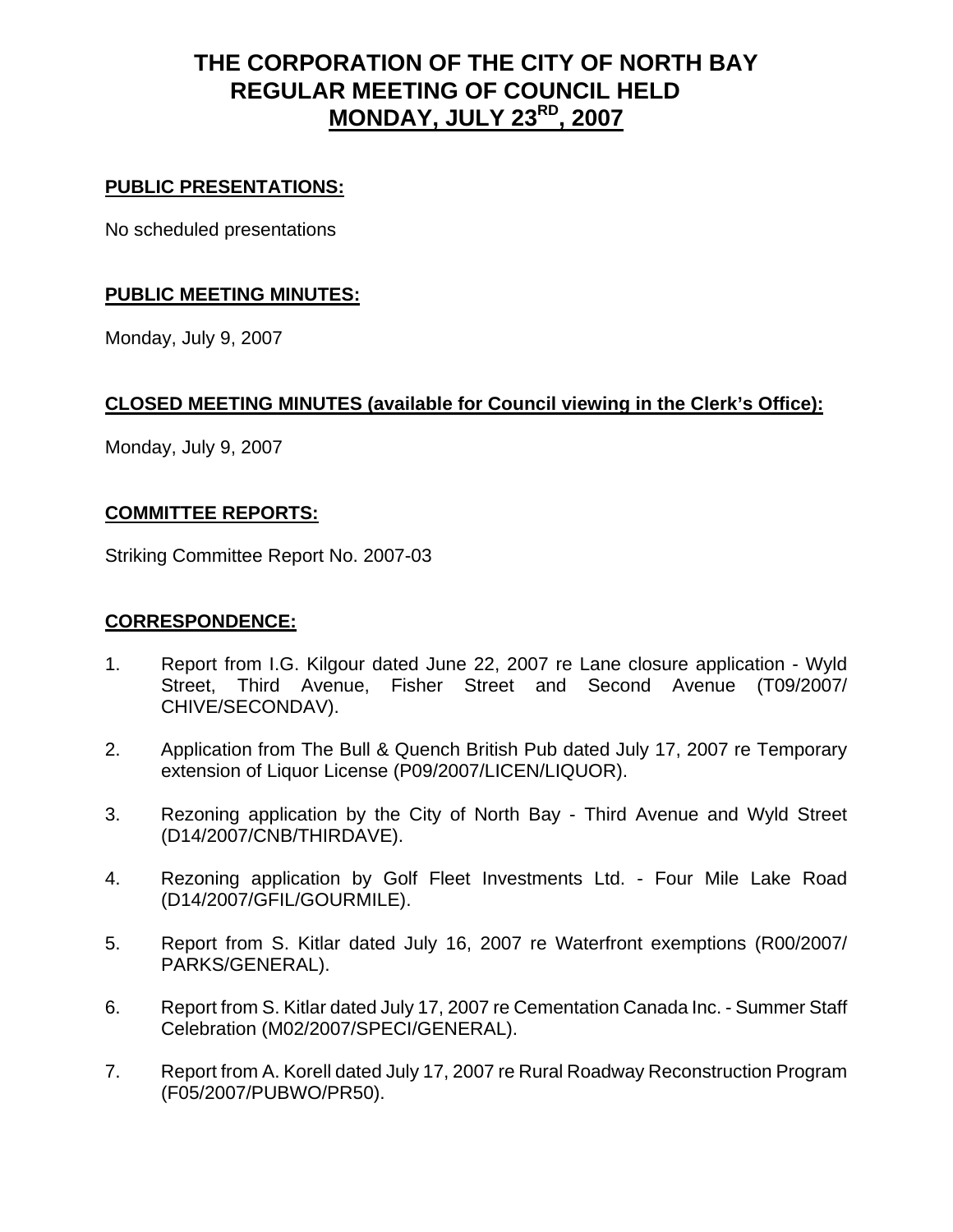# THE CORPORATION OF THE CITY OF NORTH BAY
# REGULAR MEETING OF COUNCIL HELD
# MONDAY, JULY 23RD, 2007

## PUBLIC PRESENTATIONS:

No scheduled presentations

## PUBLIC MEETING MINUTES:

Monday, July 9, 2007

## CLOSED MEETING MINUTES (available for Council viewing in the Clerk's Office):

Monday, July 9, 2007

## COMMITTEE REPORTS:

Striking Committee Report No. 2007-03

## CORRESPONDENCE:

1. Report from I.G. Kilgour dated June 22, 2007 re Lane closure application - Wyld Street, Third Avenue, Fisher Street and Second Avenue (T09/2007/CHIVE/SECONDAV).

2. Application from The Bull & Quench British Pub dated July 17, 2007 re Temporary extension of Liquor License (P09/2007/LICEN/LIQUOR).

3. Rezoning application by the City of North Bay - Third Avenue and Wyld Street (D14/2007/CNB/THIRDAVE).

4. Rezoning application by Golf Fleet Investments Ltd. - Four Mile Lake Road (D14/2007/GFIL/GOURMILE).

5. Report from S. Kitlar dated July 16, 2007 re Waterfront exemptions (R00/2007/PARKS/GENERAL).

6. Report from S. Kitlar dated July 17, 2007 re Cementation Canada Inc. - Summer Staff Celebration (M02/2007/SPECI/GENERAL).

7. Report from A. Korell dated July 17, 2007 re Rural Roadway Reconstruction Program (F05/2007/PUBWO/PR50).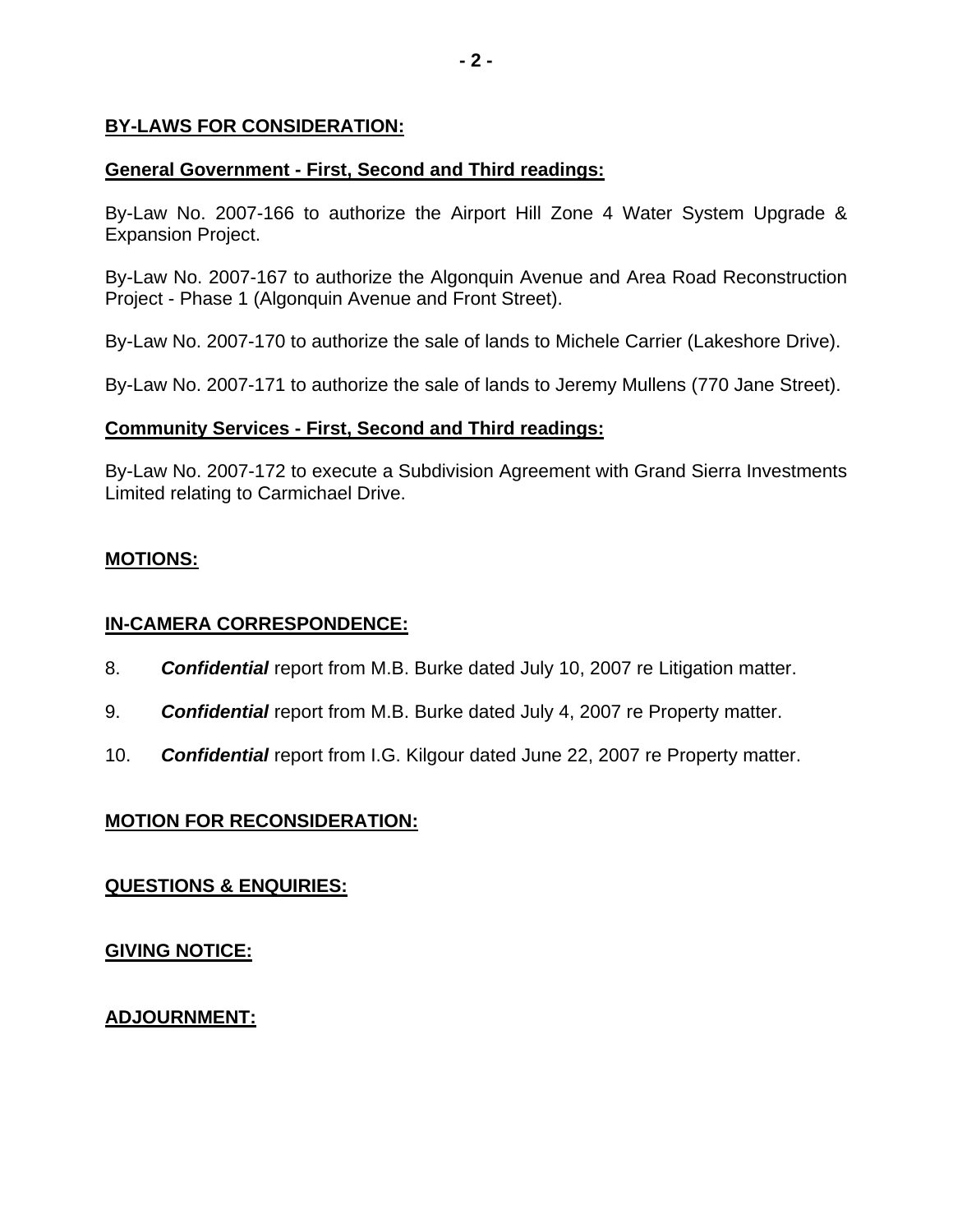## BY-LAWS FOR CONSIDERATION:

### General Government - First, Second and Third readings:

By-Law No. 2007-166 to authorize the Airport Hill Zone 4 Water System Upgrade & Expansion Project.

By-Law No. 2007-167 to authorize the Algonquin Avenue and Area Road Reconstruction Project - Phase 1 (Algonquin Avenue and Front Street).

By-Law No. 2007-170 to authorize the sale of lands to Michele Carrier (Lakeshore Drive).

By-Law No. 2007-171 to authorize the sale of lands to Jeremy Mullens (770 Jane Street).

### Community Services - First, Second and Third readings:

By-Law No. 2007-172 to execute a Subdivision Agreement with Grand Sierra Investments Limited relating to Carmichael Drive.

## MOTIONS:

## IN-CAMERA CORRESPONDENCE:

8. ***Confidential*** report from M.B. Burke dated July 10, 2007 re Litigation matter.

9. ***Confidential*** report from M.B. Burke dated July 4, 2007 re Property matter.

10. ***Confidential*** report from I.G. Kilgour dated June 22, 2007 re Property matter.

## MOTION FOR RECONSIDERATION:

## QUESTIONS & ENQUIRIES:

## GIVING NOTICE:

## ADJOURNMENT: